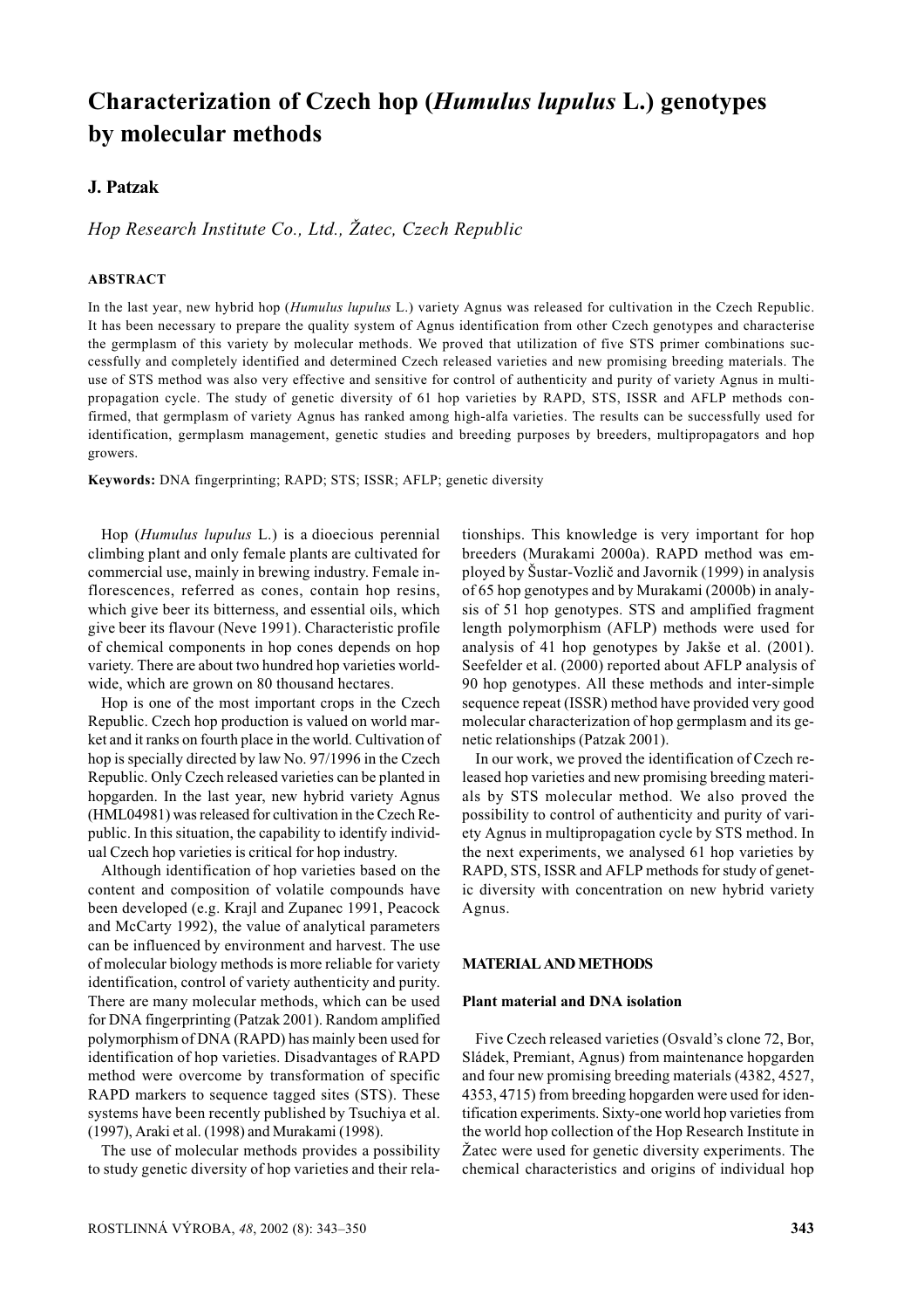# Characterization of Czech hop (*Humulus lupulus* L.) genotypes by molecular methods

**J. Patzak**

*Hop Research Institute Co., Ltd., Žatec, Czech Republic*

## ABSTRACT

In the last year, new hybrid hop (*Humulus lupulus* L.) variety Agnus was released for cultivation in the Czech Republic. It has been necessary to prepare the quality system of Agnus identification from other Czech genotypes and characterise the germplasm of this variety by molecular methods. We proved that utilization of five STS primer combinations successfully and completely identified and determined Czech released varieties and new promising breeding materials. The use of STS method was also very effective and sensitive for control of authenticity and purity of variety Agnus in multipropagation cycle. The study of genetic diversity of 61 hop varieties by RAPD, STS, ISSR and AFLP methods confirmed, that germplasm of variety Agnus has ranked among high-alfa varieties. The results can be successfully used for identification, germplasm management, genetic studies and breeding purposes by breeders, multipropagators and hop growers.

**Keywords:** DNA fingerprinting; RAPD; STS; ISSR; AFLP; genetic diversity

Hop (*Humulus lupulus* L.) is a dioecious perennial climbing plant and only female plants are cultivated for commercial use, mainly in brewing industry. Female inflorescences, referred as cones, contain hop resins, which give beer its bitterness, and essential oils, which give beer its flavour (Neve 1991). Characteristic profile of chemical components in hop cones depends on hop variety. There are about two hundred hop varieties worldwide, which are grown on 80 thousand hectares.

Hop is one of the most important crops in the Czech Republic. Czech hop production is valued on world market and it ranks on fourth place in the world. Cultivation of hop is specially directed by law No. 97/1996 in the Czech Republic. Only Czech released varieties can be planted in hopgarden. In the last year, new hybrid variety Agnus (HML04981) was released for cultivation in the Czech Republic. In this situation, the capability to identify individual Czech hop varieties is critical for hop industry.

Although identification of hop varieties based on the content and composition of volatile compounds have been developed (e.g. Krajl and Zupanec 1991, Peacock and McCarty 1992), the value of analytical parameters can be influenced by environment and harvest. The use of molecular biology methods is more reliable for variety identification, control of variety authenticity and purity. There are many molecular methods, which can be used for DNA fingerprinting (Patzak 2001). Random amplified polymorphism of DNA (RAPD) has mainly been used for identification of hop varieties. Disadvantages of RAPD method were overcome by transformation of specific RAPD markers to sequence tagged sites (STS). These systems have been recently published by Tsuchiya et al. (1997), Araki et al. (1998) and Murakami (1998).

The use of molecular methods provides a possibility to study genetic diversity of hop varieties and their relationships. This knowledge is very important for hop breeders (Murakami 2000a). RAPD method was employed by Šustar-Vozlič and Javornik (1999) in analysis of 65 hop genotypes and by Murakami (2000b) in analysis of 51 hop genotypes. STS and amplified fragment length polymorphism (AFLP) methods were used for analysis of 41 hop genotypes by Jakše et al. (2001). Seefelder et al. (2000) reported about AFLP analysis of 90 hop genotypes. All these methods and inter-simple sequence repeat (ISSR) method have provided very good molecular characterization of hop germplasm and its genetic relationships (Patzak 2001).

In our work, we proved the identification of Czech released hop varieties and new promising breeding materials by STS molecular method. We also proved the possibility to control of authenticity and purity of variety Agnus in multipropagation cycle by STS method. In the next experiments, we analysed 61 hop varieties by RAPD, STS, ISSR and AFLP methods for study of genetic diversity with concentration on new hybrid variety Agnus.

## MATERIAL AND METHODS

### Plant material and DNA isolation

Five Czech released varieties (Osvald's clone 72, Bor, Sládek, Premiant, Agnus) from maintenance hopgarden and four new promising breeding materials (4382, 4527, 4353, 4715) from breeding hopgarden were used for identification experiments. Sixty-one world hop varieties from the world hop collection of the Hop Research Institute in Žatec were used for genetic diversity experiments. The chemical characteristics and origins of individual hop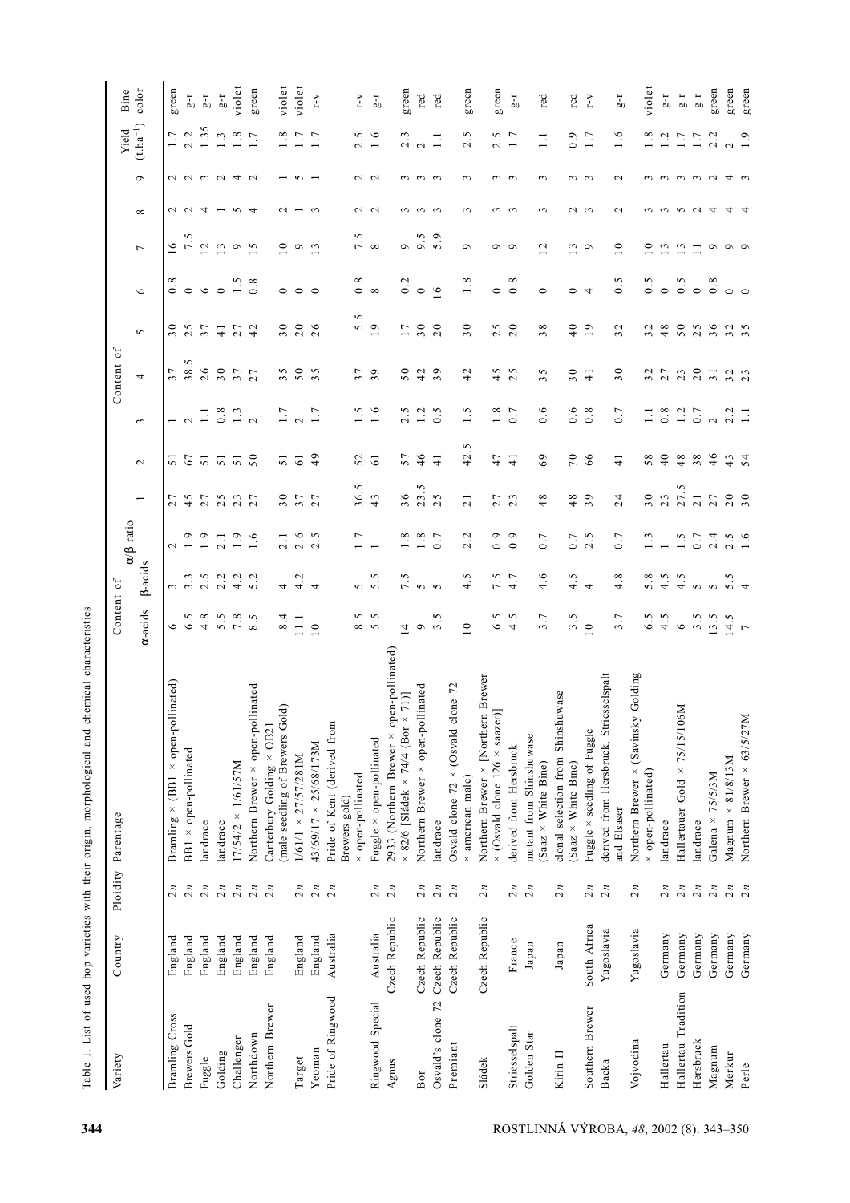Table 1. List of used hop varieties with their origin, morphological and chemical characteristics

| Variety | Country | Ploidity | Parentage | Content of α-acids | Content of β-acids | α/β ratio | Content of 1 | 2 | 3 | 4 | 5 | 6 | 7 | 8 | 9 | Yield (t.ha⁻¹) | Bine color |
|---|---|---|---|---|---|---|---|---|---|---|---|---|---|---|---|---|---|
| Bramling Cross | England | 2n | Bramling × (BB1 × open-pollinated) | 6 | 3 | 2 | 27 | 51 | 1 | 37 | 30 | 0.8 | 16 | 2 | 2 | 1.7 | green |
| Brewers Gold | England | 2n | BB1 × open-pollinated | 6.5 | 3.3 | 1.9 | 45 | 67 | 2 | 38.5 | 25 | 0 | 7.5 | 2 | 2 | 2.2 | g-r |
| Fuggle | England | 2n | landrace | 4.8 | 2.5 | 1.9 | 27 | 51 | 1.1 | 26 | 37 | 6 | 12 | 4 | 3 | 1.35 | g-r |
| Golding | England | 2n | landrace | 5.5 | 2.2 | 2.1 | 25 | 51 | 0.8 | 30 | 41 | 0 | 13 | 1 | 2 | 1.3 | g-r |
| Challenger | England | 2n | 17/54/2 × 1/61/57M | 7.8 | 4.2 | 1.9 | 23 | 51 | 1.3 | 37 | 27 | 1.5 | 9 | 5 | 4 | 1.8 | violet |
| Northdown | England | 2n | Northern Brewer × open-pollinated | 8.5 | 5.2 | 1.6 | 27 | 50 | 2 | 27 | 42 | 0.8 | 15 | 4 | 2 | 1.7 | green |
| Northern Brewer | England | 2n | Canterbury Golding × OB21 (male seedling of Brewers Gold) | 8.4 | 4 | 2.1 | 30 | 51 | 1.7 | 35 | 30 | 0 | 10 | 2 | 1 | 1.8 | violet |
| Target | England | 2n | 1/61/1 × 27/57/281M | 11.1 | 4.2 | 2.6 | 37 | 61 | 2 | 50 | 20 | 0 | 9 | 1 | 5 | 1.7 | violet |
| Yeoman | England | 2n | 43/69/17 × 25/68/173M | 10 | 4 | 2.5 | 27 | 49 | 1.7 | 35 | 26 | 0 | 13 | 3 | 1 | 1.7 | r-v |
| Pride of Ringwood | Australia | 2n | Pride of Kent (derived from Brewers gold) × open-pollinated | 8.5 | 5 | 1.7 | 36.5 | 52 | 1.5 | 37 | 5.5 | 0.8 | 7.5 | 2 | 2 | 2.5 | r-v |
| Ringwood Special | Australia | 2n | Fuggle × open-pollinated | 5.5 | 5.5 | 1 | 43 | 61 | 1.6 | 39 | 19 | 8 | 8 | 2 | 2 | 1.6 | g-r |
| Agnus | Czech Republic | 2n | 2933 (Northern Brewer × open-pollinated) × 82/6 [Sládek × 74/4 (Bor × 71)] | 14 | 7.5 | 1.8 | 36 | 57 | 2.5 | 50 | 17 | 0.2 | 9 | 3 | 3 | 2.3 | green |
| Bor | Czech Republic | 2n | Northern Brewer × open-pollinated | 9 | 5 | 1.8 | 23.5 | 46 | 1.2 | 42 | 30 | 0 | 9.5 | 3 | 3 | 2 | red |
| Osvald's clone 72 | Czech Republic | 2n | landrace | 3.5 | 5 | 0.7 | 25 | 41 | 0.5 | 39 | 20 | 16 | 5.9 | 3 | 3 | 1.1 | red |
| Premiant | Czech Republic | 2n | Osvald clone 72 × (Osvald clone 72 × american male) | 10 | 4.5 | 2.2 | 21 | 42.5 | 1.5 | 42 | 30 | 1.8 | 9 | 3 | 3 | 2.5 | green |
| Sládek | Czech Republic | 2n | Northern Brewer × [Northern Brewer × (Osvald clone 126 × saazer)] | 6.5 | 7.5 | 0.9 | 27 | 47 | 1.8 | 45 | 25 | 0 | 9 | 3 | 3 | 2.5 | green |
| Striesselspalt | France | 2n | derived from Hersbruck | 4.5 | 4.7 | 0.9 | 23 | 41 | 0.7 | 25 | 20 | 0.8 | 9 | 3 | 3 | 1.7 | g-r |
| Golden Star | Japan | 2n | mutant from Shinshuwase (Saaz × White Bine) | 3.7 | 4.6 | 0.7 | 48 | 69 | 0.6 | 35 | 38 | 0 | 12 | 3 | 3 | 1.1 | red |
| Kirin II | Japan | 2n | clonal selection from Shinshuwase (Saaz × White Bine) | 3.5 | 4.5 | 0.7 | 48 | 70 | 0.6 | 30 | 40 | 0 | 13 | 2 | 3 | 0.9 | red |
| Southern Brewer | South Africa | 2n | Fuggle × seedling of Fuggle | 10 | 4 | 2.5 | 39 | 66 | 0.8 | 41 | 19 | 4 | 9 | 3 | 3 | 1.7 | r-v |
| Backa | Yugoslavia | 2n | derived from Hersbruck, Striesselspalt and Elsaser | 3.7 | 4.8 | 0.7 | 24 | 41 | 0.7 | 30 | 32 | 0.5 | 10 | 2 | 2 | 1.6 | g-r |
| Vojvodina | Yugoslavia | 2n | Northern Brewer × (Savinsky Golding × open-pollinated) | 6.5 | 5.8 | 1.3 | 30 | 58 | 1.1 | 32 | 32 | 0.5 | 10 | 3 | 3 | 1.8 | violet |
| Hallertau | Germany | 2n | landrace | 4.5 | 4.5 | 1 | 23 | 40 | 0.8 | 27 | 48 | 0 | 13 | 3 | 3 | 1.2 | g-r |
| Hallertau Tradition | Germany | 2n | Hallertauer Gold × 75/15/106M | 6 | 4.5 | 1.5 | 27.5 | 48 | 1.2 | 23 | 50 | 0.5 | 13 | 5 | 3 | 1.7 | g-r |
| Hersbruck | Germany | 2n | landrace | 3.5 | 5 | 0.7 | 21 | 38 | 0.7 | 20 | 25 | 0 | 11 | 2 | 3 | 1.7 | g-r |
| Magnum | Germany | 2n | Galena × 75/5/3M | 13.5 | 5 | 2.4 | 27 | 46 | 2 | 31 | 36 | 0.8 | 9 | 4 | 2 | 2.2 | green |
| Merkur | Germany | 2n | Magnum × 81/8/13M | 14.5 | 5.5 | 2.5 | 20 | 43 | 2.2 | 32 | 32 | 0 | 9 | 4 | 4 | 2 | green |
| Perle | Germany | 2n | Northern Brewer × 63/5/27M | 7 | 4 | 1.6 | 30 | 54 | 1.1 | 23 | 35 | 0 | 9 | 4 | 3 | 1.9 | green |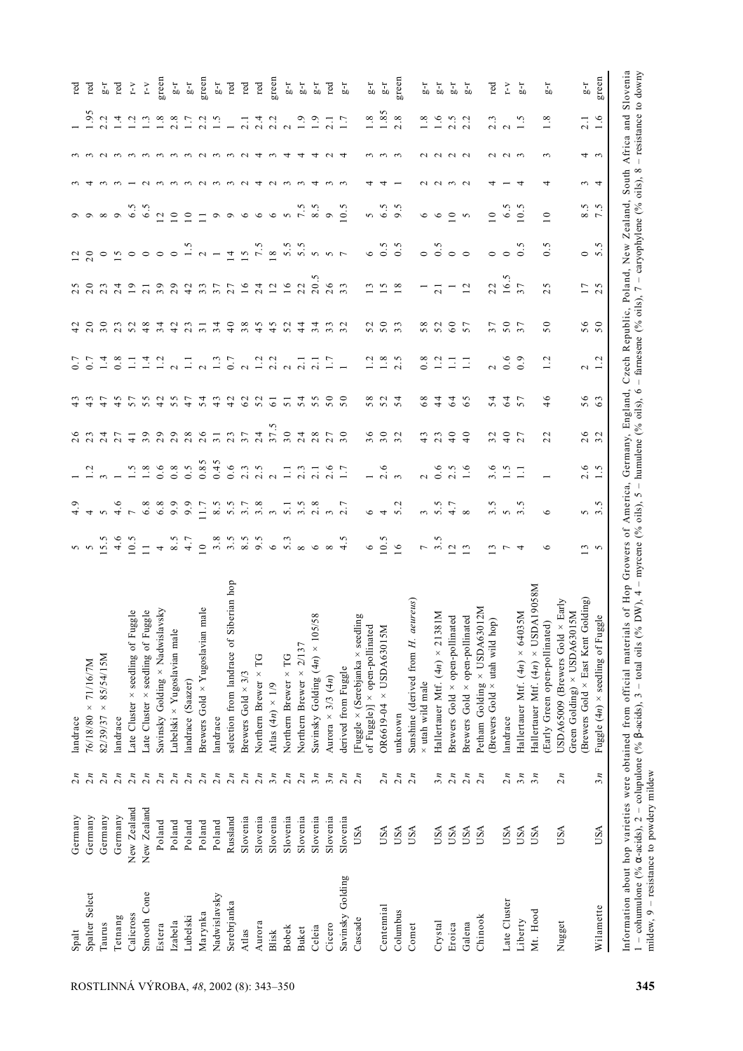| | | | | | | | | | | | | | | | | | |
|---|---|---|---|---|---|---|---|---|---|---|---|---|---|---|---|---|---|
| Spalt | Germany | 2*n* | landrace | 5 | 4.9 | 1 | 26 | 43 | 0.7 | 42 | 25 | 12 | 9 | 3 | 3 | 1 | red |
| Spalter Select | Germany | 2*n* | 76/18/80 × 71/16/7M | 5 | 4 | 1.2 | 23 | 43 | 0.7 | 20 | 20 | 20 | 9 | 4 | 3 | 1.95 | red |
| Taurus | Germany | 2*n* | 82/39/37 × 85/54/15M | 15.5 | 5 | 3 | 24 | 47 | 1.4 | 30 | 23 | 0 | 8 | 3 | 2 | 2.2 | g-r |
| Tetnang | Germany | 2*n* | landrace | 4.6 | 4.6 | 1 | 27 | 45 | 0.8 | 23 | 24 | 15 | 9 | 3 | 3 | 1.4 | red |
| Calicross | New Zealand | 2*n* | Late Cluster × seedling of Fuggle | 10.5 | 7 | 1.5 | 41 | 57 | 1.1 | 52 | 19 | 0 | 6.5 | 1 | 3 | 1.2 | r-v |
| Smooth Cone | New Zealand | 2*n* | Late Cluster × seedling of Fuggle | 11 | 6.8 | 1.8 | 39 | 55 | 1.4 | 48 | 21 | 0 | 6.5 | 2 | 3 | 1.3 | r-v |
| Estera | Poland | 2*n* | Savinsky Golding × Nadwislavsky | 4 | 6.8 | 0.6 | 29 | 42 | 1.2 | 34 | 39 | 0 | 12 | 3 | 3 | 1.8 | green |
| Izabela | Poland | 2*n* | Lubelski × Yugoslavian male | 8.5 | 9.9 | 0.8 | 29 | 55 | 2 | 42 | 29 | 0 | 10 | 3 | 3 | 2.8 | g-r |
| Lubelski | Poland | 2*n* | landrace (Saazer) | 4.7 | 9.9 | 0.5 | 28 | 47 | 1.1 | 23 | 42 | 1.5 | 10 | 3 | 3 | 1.7 | g-r |
| Marynka | Poland | 2*n* | Brewers Gold × Yugoslavian male | 10 | 11.7 | 0.85 | 26 | 54 | 2 | 31 | 33 | 2 | 11 | 2 | 2 | 2.2 | green |
| Nadwislavsky | Poland | 2*n* | landrace | 3.8 | 8.5 | 0.45 | 31 | 43 | 1.3 | 34 | 37 | 1 | 9 | 3 | 3 | 1.5 | g-r |
| Serebrjanka | Russland | 2*n* | selection from landrace of Siberian hop | 3.5 | 5.5 | 0.6 | 23 | 42 | 0.7 | 40 | 27 | 14 | 9 | 3 | 3 | 1 | red |
| Atlas | Slovenia | 2*n* | Brewers Gold × 3/3 | 8.5 | 3.7 | 2.3 | 37 | 62 | 2 | 38 | 16 | 15 | 6 | 2 | 2 | 2.1 | red |
| Aurora | Slovenia | 2*n* | Northern Brewer × TG | 9.5 | 3.8 | 2.5 | 24 | 52 | 1.2 | 45 | 24 | 7.5 | 6 | 4 | 4 | 2.4 | red |
| Blisk | Slovenia | 3*n* | Atlas (4*n*) × 1/9 | 6 | 3 | 2 | 37.5 | 61 | 2.2 | 45 | 12 | 18 | 6 | 2 | 3 | 2.2 | green |
| Bobek | Slovenia | 2*n* | Northern Brewer × TG | 5.3 | 5.1 | 1.1 | 30 | 51 | 2 | 52 | 16 | 5.5 | 5 | 3 | 4 | 2 | g-r |
| Buket | Slovenia | 2*n* | Northern Brewer × 2/137 | 8 | 3.5 | 2.3 | 24 | 54 | 2.1 | 44 | 22 | 5.5 | 7.5 | 3 | 4 | 1.9 | g-r |
| Celeia | Slovenia | 3*n* | Savinsky Golding (4*n*) × 105/58 | 6 | 2.8 | 2.1 | 28 | 55 | 2.1 | 34 | 20.5 | 5 | 8.5 | 4 | 4 | 1.9 | g-r |
| Cicero | Slovenia | 3*n* | Aurora × 3/3 (4*n*) | 8 | 3 | 2.6 | 27 | 50 | 1.7 | 33 | 26 | 5 | 9 | 3 | 2 | 2.1 | red |
| Savinsky Golding | Slovenia | 2*n* | derived from Fuggle | 4.5 | 2.7 | 1.7 | 30 | 50 | 1 | 32 | 33 | 7 | 10.5 | 3 | 4 | 1.7 | g-r |
| Cascade | USA | 2*n* | [Fuggle × (Serebjanka × seedling of Fuggle)] × open-pollinated | 6 | 6 | 1 | 36 | 58 | 1.2 | 52 | 13 | 6 | 5 | 4 | 3 | 1.8 | g-r |
| Centennial | USA | 2*n* | OR6619-04 × USDA63015M | 10.5 | 4 | 2.6 | 30 | 52 | 1.8 | 50 | 15 | 0.5 | 6.5 | 4 | 3 | 1.85 | g-r |
| Columbus | USA | 2*n* | unknown | 16 | 5.2 | 3 | 32 | 54 | 2.5 | 33 | 18 | 0.5 | 9.5 | 1 | 3 | 2.8 | green |
| Comet | USA | 2*n* | Sunshine (derived from *H. aeureus*) × utah wild male | 7 | 3 | 2 | 43 | 68 | 0.8 | 58 | 1 | 0 | 6 | 2 | 2 | 1.8 | g-r |
| Crystal | USA | 3*n* | Hallertauer Mtf. (4*n*) × 21381M | 3.5 | 5.5 | 0.6 | 23 | 44 | 1.2 | 52 | 21 | 0.5 | 6 | 2 | 2 | 1.6 | g-r |
| Eroica | USA | 2*n* | Brewers Gold × open-pollinated | 12 | 4.7 | 2.5 | 40 | 64 | 1.1 | 60 | 1 | 0 | 10 | 3 | 2 | 2.5 | g-r |
| Galena | USA | 2*n* | Brewers Gold × open-pollinated | 13 | 8 | 1.6 | 40 | 65 | 1.1 | 57 | 12 | 0 | 5 | 2 | 2 | 2.2 | g-r |
| Chinook | USA | 2*n* | Petham Golding × USDA63012M (Brewers Gold × utah wild hop) | 13 | 3.5 | 3.6 | 32 | 54 | 2 | 37 | 22 | 0 | 10 | 4 | 2 | 2.3 | red |
| Late Cluster | USA | 2*n* | landrace | 7 | 5 | 1.5 | 40 | 64 | 0.6 | 50 | 16.5 | 0 | 6.5 | 1 | 2 | 2 | r-v |
| Liberty | USA | 3*n* | Hallertauer Mtf. (4*n*) × 64035M | 4 | 3.5 | 1.1 | 27 | 57 | 0.9 | 37 | 37 | 0.5 | 10.5 | 4 | 3 | 1.5 | g-r |
| Mt. Hood | USA | 3*n* | Hallertauer Mtf. (4*n*) × USDA19058M (Early Green open-pollinated) | 6 | 6 | 1 | 22 | 46 | 1.2 | 50 | 25 | 0.5 | 10 | 4 | 3 | 1.8 | g-r |
| Nugget | USA | 2*n* | USDA65009 (Brewers Gold × Early Green Golding) × USDA63015M (Brewers Gold × East Kent Golding) | 13 | 5 | 2.6 | 26 | 56 | 2 | 56 | 17 | 0 | 8.5 | 3 | 4 | 2.1 | g-r |
| Wilamette | USA | 3*n* | Fuggle (4*n*) × seedling of Fuggle | 5 | 3.5 | 1.5 | 32 | 63 | 1.2 | 50 | 25 | 5.5 | 7.5 | 4 | 3 | 1.6 | green |

Information about hop varieties were obtained from official materials of Hop Growers of America, Germany, England, Czech Republic, Poland, New Zealand, South Africa and Slovenia
1 – cohumulone (% α-acids), 2 – colupulone (% β-acids), 3 – total oils (% DW), 4 – myrcene (% oils), 5 – humulene (% oils), 6 – farnesene (% oils), 7 – caryophylene (% oils), 8 – resistance to downy mildew, 9 – resistance to powdery mildew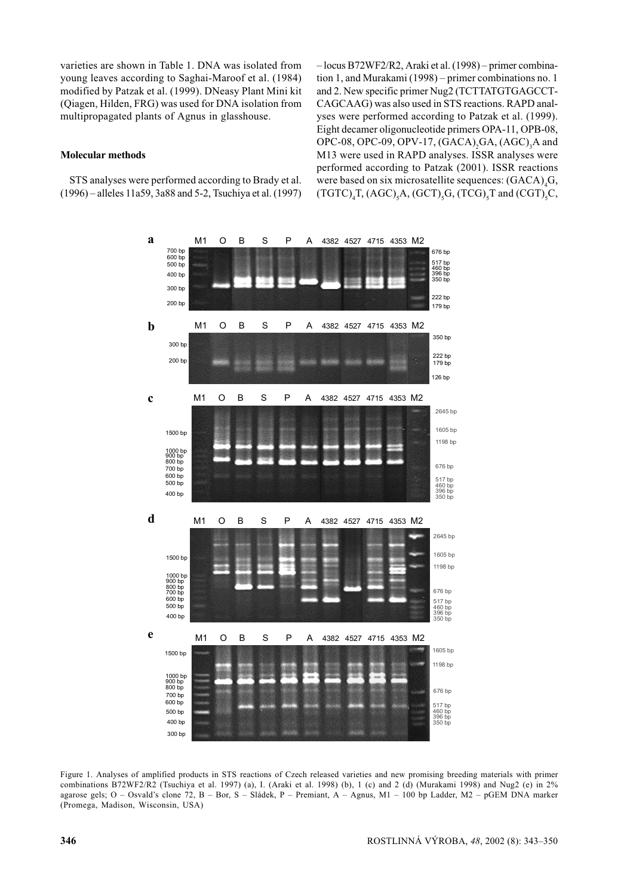varieties are shown in Table 1. DNA was isolated from young leaves according to Saghai-Maroof et al. (1984) modified by Patzak et al. (1999). DNeasy Plant Mini kit (Qiagen, Hilden, FRG) was used for DNA isolation from multipropagated plants of Agnus in glasshouse.

### Molecular methods

STS analyses were performed according to Brady et al. (1996) – alleles 11a59, 3a88 and 5-2, Tsuchiya et al. (1997) – locus B72WF2/R2, Araki et al. (1998) – primer combination 1, and Murakami (1998) – primer combinations no. 1 and 2. New specific primer Nug2 (TCTTATGTGAGCCTCAGCAAG) was also used in STS reactions. RAPD analyses were performed according to Patzak et al. (1999). Eight decamer oligonucleotide primers OPA-11, OPB-08, OPC-08, OPC-09, OPV-17, $(GACA)_2GA$, $(AGC)_3A$ and M13 were used in RAPD analyses. ISSR analyses were performed according to Patzak (2001). ISSR reactions were based on six microsatellite sequences: $(GACA)_4G$, $(TGTC)_4T$, $(AGC)_5A$, $(GCT)_5G$, $(TCG)_5T$ and $(CGT)_5C$,

Figure 1. Analyses of amplified products in STS reactions of Czech released varieties and new promising breeding materials with primer combinations B72WF2/R2 (Tsuchiya et al. 1997) (a), I. (Araki et al. 1998) (b), 1 (c) and 2 (d) (Murakami 1998) and Nug2 (e) in 2% agarose gels; O – Osvald's clone 72, B – Bor, S – Sládek, P – Premiant, A – Agnus, M1 – 100 bp Ladder, M2 – pGEM DNA marker (Promega, Madison, Wisconsin, USA)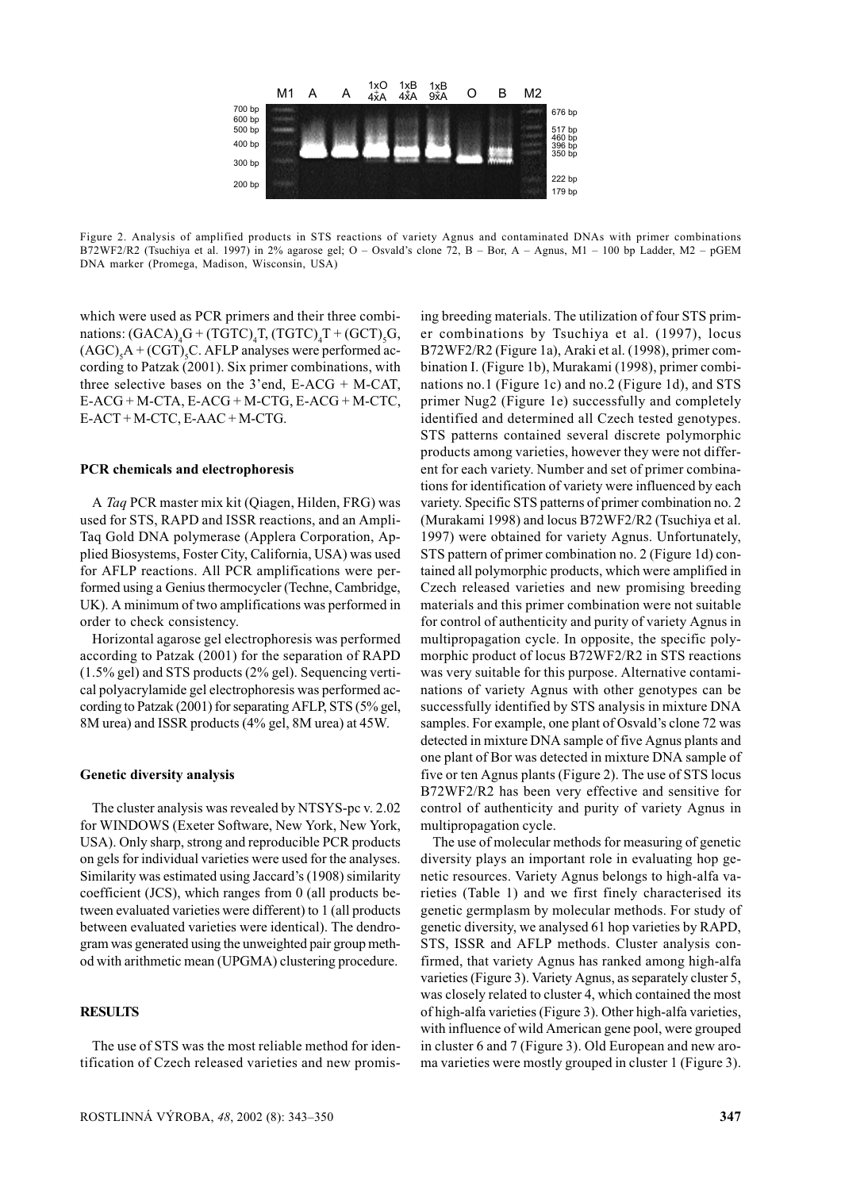Figure 2. Analysis of amplified products in STS reactions of variety Agnus and contaminated DNAs with primer combinations B72WF2/R2 (Tsuchiya et al. 1997) in 2% agarose gel; O – Osvald's clone 72, B – Bor, A – Agnus, M1 – 100 bp Ladder, M2 – pGEM DNA marker (Promega, Madison, Wisconsin, USA)

which were used as PCR primers and their three combinations: $(GACA)_4G + (TGTC)_4T$, $(TGTC)_4T + (GCT)_5G$, $(AGC)_5A + (CGT)_5C$. AFLP analyses were performed according to Patzak (2001). Six primer combinations, with three selective bases on the 3'end, E-ACG + M-CAT, E-ACG + M-CTA, E-ACG + M-CTG, E-ACG + M-CTC, E-ACT + M-CTC, E-AAC + M-CTG.

### PCR chemicals and electrophoresis

A *Taq* PCR master mix kit (Qiagen, Hilden, FRG) was used for STS, RAPD and ISSR reactions, and an AmpliTaq Gold DNA polymerase (Applera Corporation, Applied Biosystems, Foster City, California, USA) was used for AFLP reactions. All PCR amplifications were performed using a Genius thermocycler (Techne, Cambridge, UK). A minimum of two amplifications was performed in order to check consistency.

Horizontal agarose gel electrophoresis was performed according to Patzak (2001) for the separation of RAPD (1.5% gel) and STS products (2% gel). Sequencing vertical polyacrylamide gel electrophoresis was performed according to Patzak (2001) for separating AFLP, STS (5% gel, 8M urea) and ISSR products (4% gel, 8M urea) at 45W.

### Genetic diversity analysis

The cluster analysis was revealed by NTSYS-pc v. 2.02 for WINDOWS (Exeter Software, New York, New York, USA). Only sharp, strong and reproducible PCR products on gels for individual varieties were used for the analyses. Similarity was estimated using Jaccard's (1908) similarity coefficient (JCS), which ranges from 0 (all products between evaluated varieties were different) to 1 (all products between evaluated varieties were identical). The dendrogram was generated using the unweighted pair group method with arithmetic mean (UPGMA) clustering procedure.

## RESULTS

The use of STS was the most reliable method for identification of Czech released varieties and new promising breeding materials. The utilization of four STS primer combinations by Tsuchiya et al. (1997), locus B72WF2/R2 (Figure 1a), Araki et al. (1998), primer combination I. (Figure 1b), Murakami (1998), primer combinations no.1 (Figure 1c) and no.2 (Figure 1d), and STS primer Nug2 (Figure 1e) successfully and completely identified and determined all Czech tested genotypes. STS patterns contained several discrete polymorphic products among varieties, however they were not different for each variety. Number and set of primer combinations for identification of variety were influenced by each variety. Specific STS patterns of primer combination no. 2 (Murakami 1998) and locus B72WF2/R2 (Tsuchiya et al. 1997) were obtained for variety Agnus. Unfortunately, STS pattern of primer combination no. 2 (Figure 1d) contained all polymorphic products, which were amplified in Czech released varieties and new promising breeding materials and this primer combination were not suitable for control of authenticity and purity of variety Agnus in multipropagation cycle. In opposite, the specific polymorphic product of locus B72WF2/R2 in STS reactions was very suitable for this purpose. Alternative contaminations of variety Agnus with other genotypes can be successfully identified by STS analysis in mixture DNA samples. For example, one plant of Osvald's clone 72 was detected in mixture DNA sample of five Agnus plants and one plant of Bor was detected in mixture DNA sample of five or ten Agnus plants (Figure 2). The use of STS locus B72WF2/R2 has been very effective and sensitive for control of authenticity and purity of variety Agnus in multipropagation cycle.

The use of molecular methods for measuring of genetic diversity plays an important role in evaluating hop genetic resources. Variety Agnus belongs to high-alfa varieties (Table 1) and we first finely characterised its genetic germplasm by molecular methods. For study of genetic diversity, we analysed 61 hop varieties by RAPD, STS, ISSR and AFLP methods. Cluster analysis confirmed, that variety Agnus has ranked among high-alfa varieties (Figure 3). Variety Agnus, as separately cluster 5, was closely related to cluster 4, which contained the most of high-alfa varieties (Figure 3). Other high-alfa varieties, with influence of wild American gene pool, were grouped in cluster 6 and 7 (Figure 3). Old European and new aroma varieties were mostly grouped in cluster 1 (Figure 3).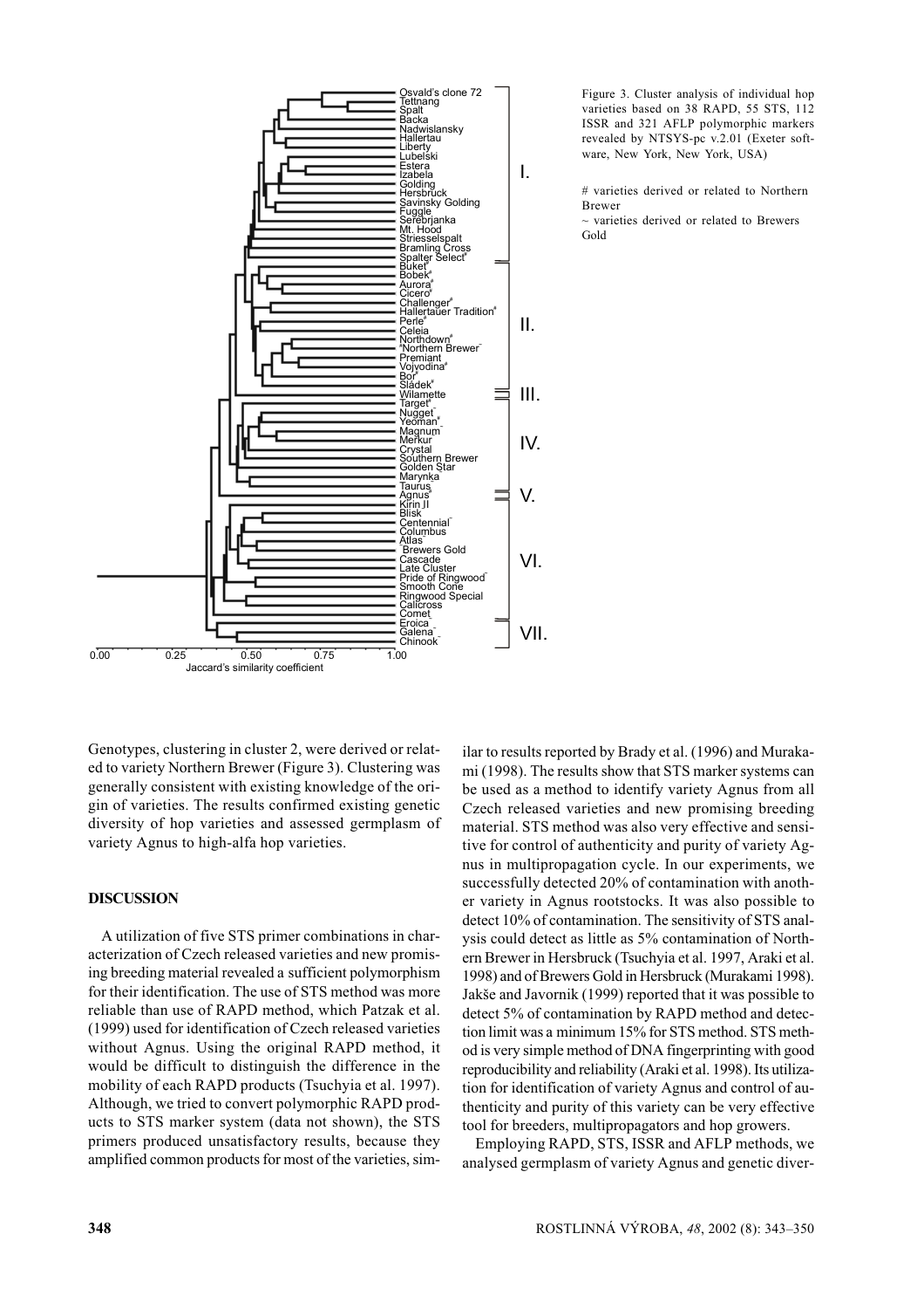Figure 3. Cluster analysis of individual hop varieties based on 38 RAPD, 55 STS, 112 ISSR and 321 AFLP polymorphic markers revealed by NTSYS-pc v.2.01 (Exeter software, New York, New York, USA)

# varieties derived or related to Northern Brewer
~ varieties derived or related to Brewers Gold

Genotypes, clustering in cluster 2, were derived or related to variety Northern Brewer (Figure 3). Clustering was generally consistent with existing knowledge of the origin of varieties. The results confirmed existing genetic diversity of hop varieties and assessed germplasm of variety Agnus to high-alfa hop varieties.

## DISCUSSION

A utilization of five STS primer combinations in characterization of Czech released varieties and new promising breeding material revealed a sufficient polymorphism for their identification. The use of STS method was more reliable than use of RAPD method, which Patzak et al. (1999) used for identification of Czech released varieties without Agnus. Using the original RAPD method, it would be difficult to distinguish the difference in the mobility of each RAPD products (Tsuchyia et al. 1997). Although, we tried to convert polymorphic RAPD products to STS marker system (data not shown), the STS primers produced unsatisfactory results, because they amplified common products for most of the varieties, similar to results reported by Brady et al. (1996) and Murakami (1998). The results show that STS marker systems can be used as a method to identify variety Agnus from all Czech released varieties and new promising breeding material. STS method was also very effective and sensitive for control of authenticity and purity of variety Agnus in multipropagation cycle. In our experiments, we successfully detected 20% of contamination with another variety in Agnus rootstocks. It was also possible to detect 10% of contamination. The sensitivity of STS analysis could detect as little as 5% contamination of Northern Brewer in Hersbruck (Tsuchyia et al. 1997, Araki et al. 1998) and of Brewers Gold in Hersbruck (Murakami 1998). Jakše and Javornik (1999) reported that it was possible to detect 5% of contamination by RAPD method and detection limit was a minimum 15% for STS method. STS method is very simple method of DNA fingerprinting with good reproducibility and reliability (Araki et al. 1998). Its utilization for identification of variety Agnus and control of authenticity and purity of this variety can be very effective tool for breeders, multipropagators and hop growers.

Employing RAPD, STS, ISSR and AFLP methods, we analysed germplasm of variety Agnus and genetic diver-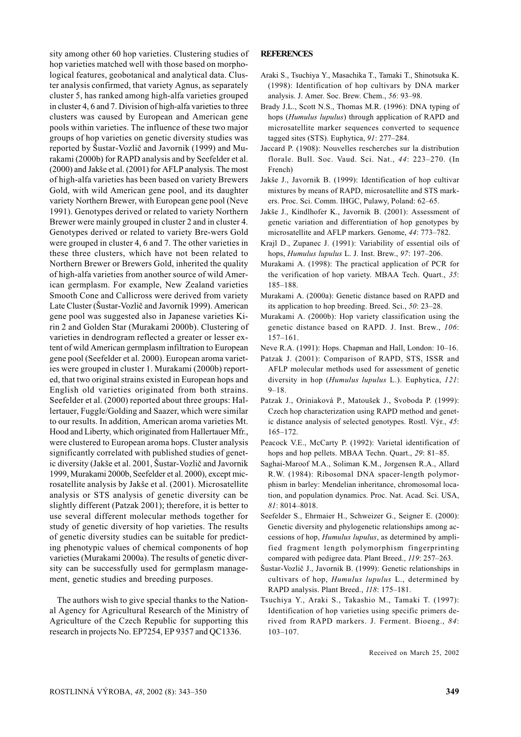sity among other 60 hop varieties. Clustering studies of hop varieties matched well with those based on morphological features, geobotanical and analytical data. Cluster analysis confirmed, that variety Agnus, as separately cluster 5, has ranked among high-alfa varieties grouped in cluster 4, 6 and 7. Division of high-alfa varieties to three clusters was caused by European and American gene pools within varieties. The influence of these two major groups of hop varieties on genetic diversity studies was reported by Šustar-Vozlič and Javornik (1999) and Murakami (2000b) for RAPD analysis and by Seefelder et al. (2000) and Jakše et al. (2001) for AFLP analysis. The most of high-alfa varieties has been based on variety Brewers Gold, with wild American gene pool, and its daughter variety Northern Brewer, with European gene pool (Neve 1991). Genotypes derived or related to variety Northern Brewer were mainly grouped in cluster 2 and in cluster 4. Genotypes derived or related to variety Bre-wers Gold were grouped in cluster 4, 6 and 7. The other varieties in these three clusters, which have not been related to Northern Brewer or Brewers Gold, inherited the quality of high-alfa varieties from another source of wild American germplasm. For example, New Zealand varieties Smooth Cone and Callicross were derived from variety Late Cluster (Šustar-Vozlič and Javornik 1999). American gene pool was suggested also in Japanese varieties Kirin 2 and Golden Star (Murakami 2000b). Clustering of varieties in dendrogram reflected a greater or lesser extent of wild American germplasm infiltration to European gene pool (Seefelder et al. 2000). European aroma varieties were grouped in cluster 1. Murakami (2000b) reported, that two original strains existed in European hops and English old varieties originated from both strains. Seefelder et al. (2000) reported about three groups: Hallertauer, Fuggle/Golding and Saazer, which were similar to our results. In addition, American aroma varieties Mt. Hood and Liberty, which originated from Hallertauer Mfr., were clustered to European aroma hops. Cluster analysis significantly correlated with published studies of genetic diversity (Jakše et al. 2001, Šustar-Vozlič and Javornik 1999, Murakami 2000b, Seefelder et al. 2000), except microsatellite analysis by Jakše et al. (2001). Microsatellite analysis or STS analysis of genetic diversity can be slightly different (Patzak 2001); therefore, it is better to use several different molecular methods together for study of genetic diversity of hop varieties. The results of genetic diversity studies can be suitable for predicting phenotypic values of chemical components of hop varieties (Murakami 2000a). The results of genetic diversity can be successfully used for germplasm management, genetic studies and breeding purposes.

The authors wish to give special thanks to the National Agency for Agricultural Research of the Ministry of Agriculture of the Czech Republic for supporting this research in projects No. EP7254, EP 9357 and QC1336.

## REFERENCES

Araki S., Tsuchiya Y., Masachika T., Tamaki T., Shinotsuka K. (1998): Identification of hop cultivars by DNA marker analysis. J. Amer. Soc. Brew. Chem., *56*: 93–98.

Brady J.L., Scott N.S., Thomas M.R. (1996): DNA typing of hops (*Humulus lupulus*) through application of RAPD and microsatellite marker sequences converted to sequence tagged sites (STS). Euphytica, *91*: 277–284.

Jaccard P. (1908): Nouvelles rescherches sur la distribution florale. Bull. Soc. Vaud. Sci. Nat., *44*: 223–270. (In French)

Jakše J., Javornik B. (1999): Identification of hop cultivar mixtures by means of RAPD, microsatellite and STS markers. Proc. Sci. Comm. IHGC, Pulawy, Poland: 62–65.

Jakše J., Kindlhofer K., Javornik B. (2001): Assessment of genetic variation and differentiation of hop genotypes by microsatellite and AFLP markers. Genome, *44*: 773–782.

Krajl D., Zupanec J. (1991): Variability of essential oils of hops, *Humulus lupulus* L. J. Inst. Brew., *97*: 197–206.

Murakami A. (1998): The practical application of PCR for the verification of hop variety. MBAA Tech. Quart., *35*: 185–188.

Murakami A. (2000a): Genetic distance based on RAPD and its application to hop breeding. Breed. Sci., *50*: 23–28.

Murakami A. (2000b): Hop variety classification using the genetic distance based on RAPD. J. Inst. Brew., *106*: 157–161.

Neve R.A. (1991): Hops. Chapman and Hall, London: 10–16.

Patzak J. (2001): Comparison of RAPD, STS, ISSR and AFLP molecular methods used for assessment of genetic diversity in hop (*Humulus lupulus* L.). Euphytica, *121*: 9–18.

Patzak J., Oriniaková P., Matoušek J., Svoboda P. (1999): Czech hop characterization using RAPD method and genetic distance analysis of selected genotypes. Rostl. Výr., *45*: 165–172.

Peacock V.E., McCarty P. (1992): Varietal identification of hops and hop pellets. MBAA Techn. Quart., *29*: 81–85.

Saghai-Maroof M.A., Soliman K.M., Jorgensen R.A., Allard R.W. (1984): Ribosomal DNA spacer-length polymorphism in barley: Mendelian inheritance, chromosomal location, and population dynamics. Proc. Nat. Acad. Sci. USA, *81*: 8014–8018.

Seefelder S., Ehrmaier H., Schweizer G., Seigner E. (2000): Genetic diversity and phylogenetic relationships among accessions of hop, *Humulus lupulus*, as determined by amplified fragment length polymorphism fingerprinting compared with pedigree data. Plant Breed., *119*: 257–263.

Šustar-Vozlič J., Javornik B. (1999): Genetic relationships in cultivars of hop, *Humulus lupulus* L., determined by RAPD analysis. Plant Breed., *118*: 175–181.

Tsuchiya Y., Araki S., Takashio M., Tamaki T. (1997): Identification of hop varieties using specific primers derived from RAPD markers. J. Ferment. Bioeng., *84*: 103–107.

Received on March 25, 2002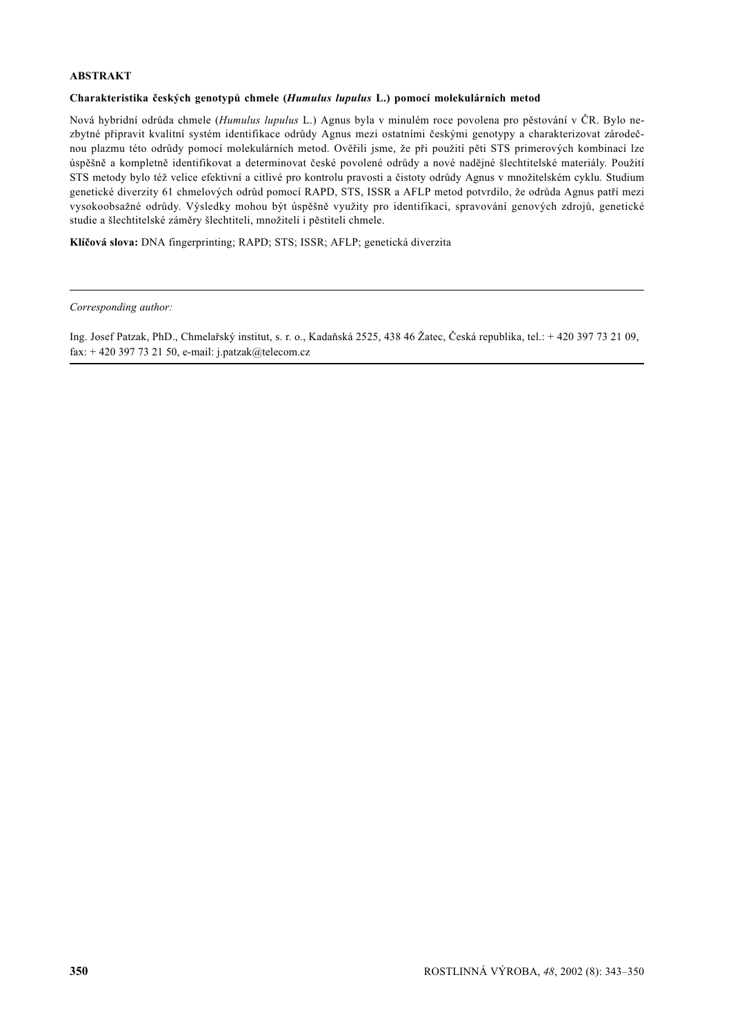**ABSTRAKT**

**Charakteristika českých genotypů chmele (*Humulus lupulus* L.) pomocí molekulárních metod**

Nová hybridní odrůda chmele (*Humulus lupulus* L.) Agnus byla v minulém roce povolena pro pěstování v ČR. Bylo nezbytné připravit kvalitní systém identifikace odrůdy Agnus mezi ostatními českými genotypy a charakterizovat zárodečnou plazmu této odrůdy pomocí molekulárních metod. Ověřili jsme, že při použití pěti STS primerových kombinací lze úspěšně a kompletně identifikovat a determinovat české povolené odrůdy a nové nadějné šlechtitelské materiály. Použití STS metody bylo též velice efektivní a citlivé pro kontrolu pravosti a čistoty odrůdy Agnus v množitelském cyklu. Studium genetické diverzity 61 chmelových odrůd pomocí RAPD, STS, ISSR a AFLP metod potvrdilo, že odrůda Agnus patří mezi vysokoobsažné odrůdy. Výsledky mohou být úspěšně využity pro identifikaci, spravování genových zdrojů, genetické studie a šlechtitelské záměry šlechtiteli, množiteli i pěstiteli chmele.

**Klíčová slova:** DNA fingerprinting; RAPD; STS; ISSR; AFLP; genetická diverzita

---

*Corresponding author:*

Ing. Josef Patzak, PhD., Chmelařský institut, s. r. o., Kadaňská 2525, 438 46 Žatec, Česká republika, tel.: + 420 397 73 21 09, fax: + 420 397 73 21 50, e-mail: j.patzak@telecom.cz